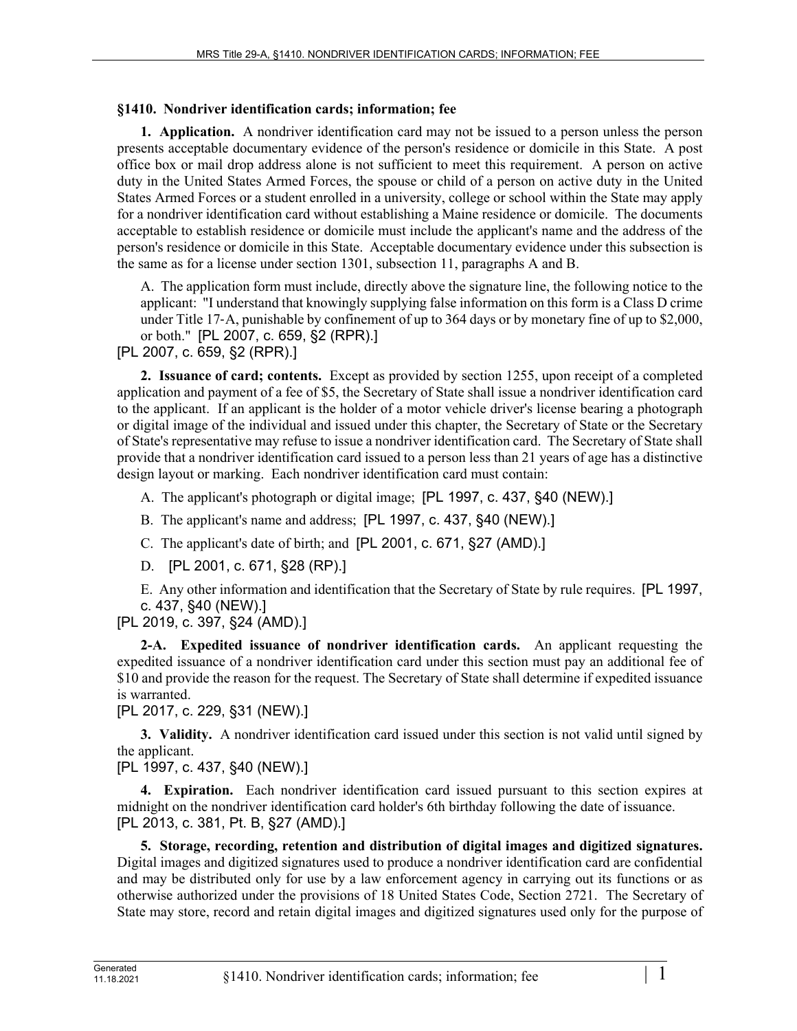**§1410. Nondriver identification cards; information; fee**

**1. Application.** A nondriver identification card may not be issued to a person unless the person presents acceptable documentary evidence of the person's residence or domicile in this State. A post office box or mail drop address alone is not sufficient to meet this requirement. A person on active duty in the United States Armed Forces, the spouse or child of a person on active duty in the United States Armed Forces or a student enrolled in a university, college or school within the State may apply for a nondriver identification card without establishing a Maine residence or domicile. The documents acceptable to establish residence or domicile must include the applicant's name and the address of the person's residence or domicile in this State. Acceptable documentary evidence under this subsection is the same as for a license under section 1301, subsection 11, paragraphs A and B.

A. The application form must include, directly above the signature line, the following notice to the applicant: "I understand that knowingly supplying false information on this form is a Class D crime under Title 17-A, punishable by confinement of up to 364 days or by monetary fine of up to $2,000, or both." [PL 2007, c. 659, §2 (RPR).]

[PL 2007, c. 659, §2 (RPR).]

**2. Issuance of card; contents.** Except as provided by section 1255, upon receipt of a completed application and payment of a fee of $5, the Secretary of State shall issue a nondriver identification card to the applicant. If an applicant is the holder of a motor vehicle driver's license bearing a photograph or digital image of the individual and issued under this chapter, the Secretary of State or the Secretary of State's representative may refuse to issue a nondriver identification card. The Secretary of State shall provide that a nondriver identification card issued to a person less than 21 years of age has a distinctive design layout or marking. Each nondriver identification card must contain:

A. The applicant's photograph or digital image; [PL 1997, c. 437, §40 (NEW).]

B. The applicant's name and address; [PL 1997, c. 437, §40 (NEW).]

C. The applicant's date of birth; and [PL 2001, c. 671, §27 (AMD).]

D. [PL 2001, c. 671, §28 (RP).]

E. Any other information and identification that the Secretary of State by rule requires. [PL 1997, c. 437, §40 (NEW).]

[PL 2019, c. 397, §24 (AMD).]

**2-A. Expedited issuance of nondriver identification cards.** An applicant requesting the expedited issuance of a nondriver identification card under this section must pay an additional fee of $10 and provide the reason for the request. The Secretary of State shall determine if expedited issuance is warranted.

[PL 2017, c. 229, §31 (NEW).]

**3. Validity.** A nondriver identification card issued under this section is not valid until signed by the applicant.

[PL 1997, c. 437, §40 (NEW).]

**4. Expiration.** Each nondriver identification card issued pursuant to this section expires at midnight on the nondriver identification card holder's 6th birthday following the date of issuance.

[PL 2013, c. 381, Pt. B, §27 (AMD).]

**5. Storage, recording, retention and distribution of digital images and digitized signatures.** Digital images and digitized signatures used to produce a nondriver identification card are confidential and may be distributed only for use by a law enforcement agency in carrying out its functions or as otherwise authorized under the provisions of 18 United States Code, Section 2721. The Secretary of State may store, record and retain digital images and digitized signatures used only for the purpose of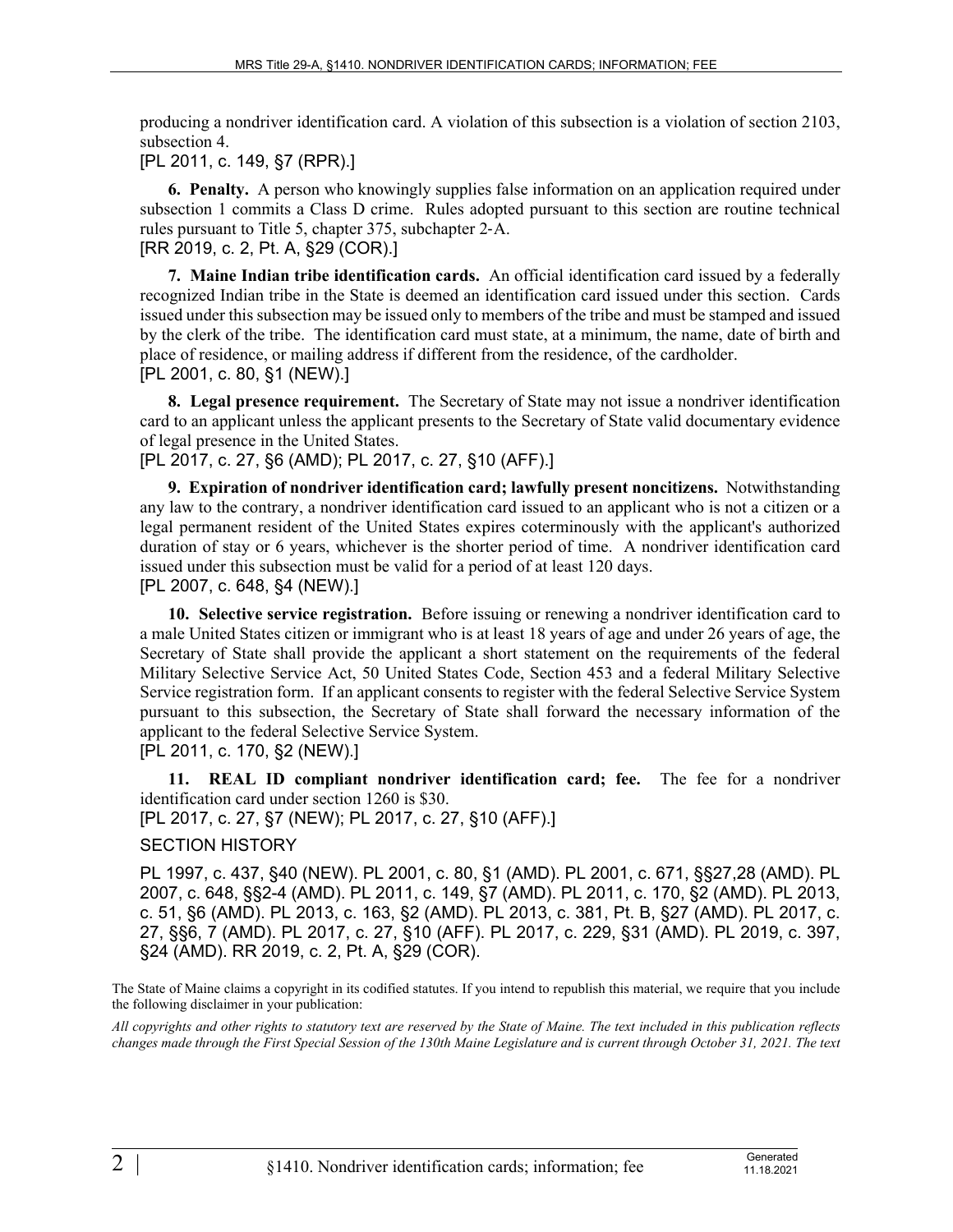producing a nondriver identification card. A violation of this subsection is a violation of section 2103, subsection 4.

[PL 2011, c. 149, §7 (RPR).]

**6. Penalty.** A person who knowingly supplies false information on an application required under subsection 1 commits a Class D crime. Rules adopted pursuant to this section are routine technical rules pursuant to Title 5, chapter 375, subchapter 2-A.

[RR 2019, c. 2, Pt. A, §29 (COR).]

**7. Maine Indian tribe identification cards.** An official identification card issued by a federally recognized Indian tribe in the State is deemed an identification card issued under this section. Cards issued under this subsection may be issued only to members of the tribe and must be stamped and issued by the clerk of the tribe. The identification card must state, at a minimum, the name, date of birth and place of residence, or mailing address if different from the residence, of the cardholder.

[PL 2001, c. 80, §1 (NEW).]

**8. Legal presence requirement.** The Secretary of State may not issue a nondriver identification card to an applicant unless the applicant presents to the Secretary of State valid documentary evidence of legal presence in the United States.

[PL 2017, c. 27, §6 (AMD); PL 2017, c. 27, §10 (AFF).]

**9. Expiration of nondriver identification card; lawfully present noncitizens.** Notwithstanding any law to the contrary, a nondriver identification card issued to an applicant who is not a citizen or a legal permanent resident of the United States expires coterminously with the applicant's authorized duration of stay or 6 years, whichever is the shorter period of time. A nondriver identification card issued under this subsection must be valid for a period of at least 120 days.

[PL 2007, c. 648, §4 (NEW).]

**10. Selective service registration.** Before issuing or renewing a nondriver identification card to a male United States citizen or immigrant who is at least 18 years of age and under 26 years of age, the Secretary of State shall provide the applicant a short statement on the requirements of the federal Military Selective Service Act, 50 United States Code, Section 453 and a federal Military Selective Service registration form. If an applicant consents to register with the federal Selective Service System pursuant to this subsection, the Secretary of State shall forward the necessary information of the applicant to the federal Selective Service System.

[PL 2011, c. 170, §2 (NEW).]

**11. REAL ID compliant nondriver identification card; fee.** The fee for a nondriver identification card under section 1260 is $30.

[PL 2017, c. 27, §7 (NEW); PL 2017, c. 27, §10 (AFF).]

SECTION HISTORY

PL 1997, c. 437, §40 (NEW). PL 2001, c. 80, §1 (AMD). PL 2001, c. 671, §§27,28 (AMD). PL 2007, c. 648, §§2-4 (AMD). PL 2011, c. 149, §7 (AMD). PL 2011, c. 170, §2 (AMD). PL 2013, c. 51, §6 (AMD). PL 2013, c. 163, §2 (AMD). PL 2013, c. 381, Pt. B, §27 (AMD). PL 2017, c. 27, §§6, 7 (AMD). PL 2017, c. 27, §10 (AFF). PL 2017, c. 229, §31 (AMD). PL 2019, c. 397, §24 (AMD). RR 2019, c. 2, Pt. A, §29 (COR).

The State of Maine claims a copyright in its codified statutes. If you intend to republish this material, we require that you include the following disclaimer in your publication:

*All copyrights and other rights to statutory text are reserved by the State of Maine. The text included in this publication reflects changes made through the First Special Session of the 130th Maine Legislature and is current through October 31, 2021. The text*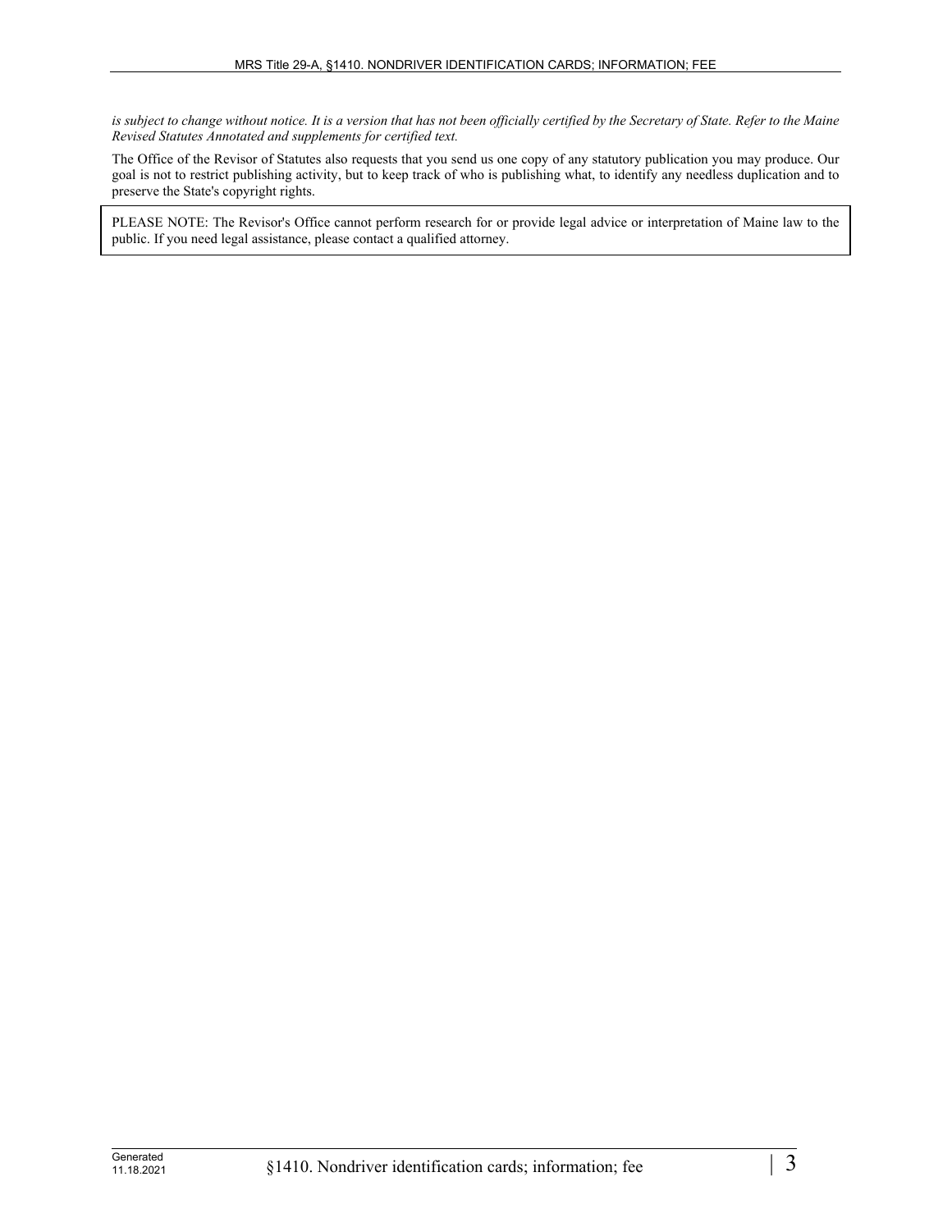*is subject to change without notice. It is a version that has not been officially certified by the Secretary of State. Refer to the Maine Revised Statutes Annotated and supplements for certified text.*

The Office of the Revisor of Statutes also requests that you send us one copy of any statutory publication you may produce. Our goal is not to restrict publishing activity, but to keep track of who is publishing what, to identify any needless duplication and to preserve the State's copyright rights.

PLEASE NOTE: The Revisor's Office cannot perform research for or provide legal advice or interpretation of Maine law to the public. If you need legal assistance, please contact a qualified attorney.